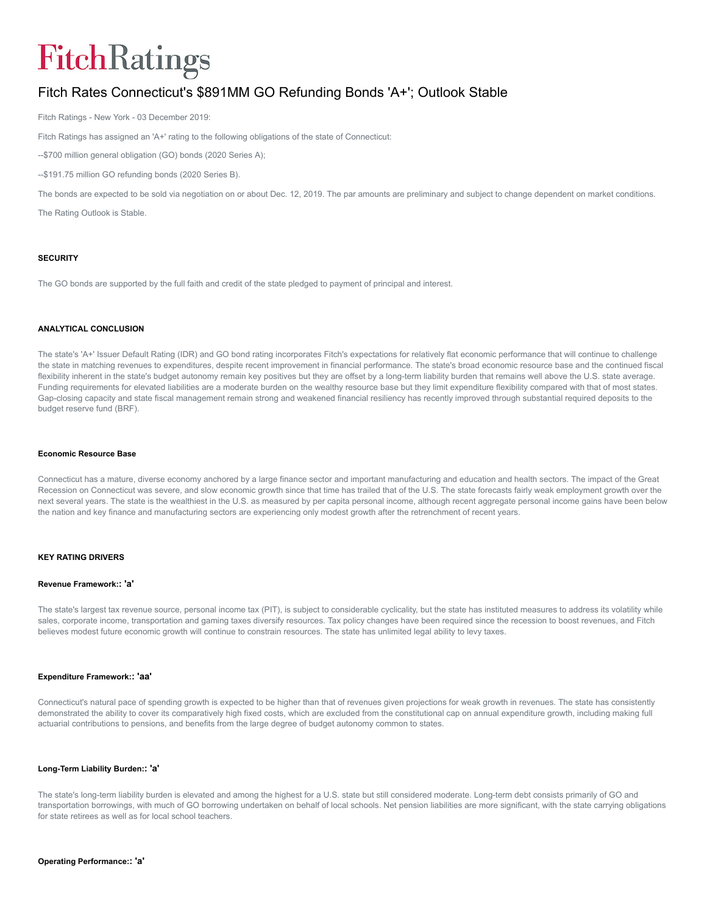# FitchRatings

## Fitch Rates Connecticut's $891MM GO Refunding Bonds 'A+'; Outlook Stable

Fitch Ratings - New York - 03 December 2019:

Fitch Ratings has assigned an 'A+' rating to the following obligations of the state of Connecticut:

--$700 million general obligation (GO) bonds (2020 Series A);

--$191.75 million GO refunding bonds (2020 Series B).

The bonds are expected to be sold via negotiation on or about Dec. 12, 2019. The par amounts are preliminary and subject to change dependent on market conditions.

The Rating Outlook is Stable.

#### SECURITY

The GO bonds are supported by the full faith and credit of the state pledged to payment of principal and interest.

#### ANALYTICAL CONCLUSION

The state's 'A+' Issuer Default Rating (IDR) and GO bond rating incorporates Fitch's expectations for relatively flat economic performance that will continue to challenge the state in matching revenues to expenditures, despite recent improvement in financial performance. The state's broad economic resource base and the continued fiscal flexibility inherent in the state's budget autonomy remain key positives but they are offset by a long-term liability burden that remains well above the U.S. state average. Funding requirements for elevated liabilities are a moderate burden on the wealthy resource base but they limit expenditure flexibility compared with that of most states. Gap-closing capacity and state fiscal management remain strong and weakened financial resiliency has recently improved through substantial required deposits to the budget reserve fund (BRF).

#### Economic Resource Base

Connecticut has a mature, diverse economy anchored by a large finance sector and important manufacturing and education and health sectors. The impact of the Great Recession on Connecticut was severe, and slow economic growth since that time has trailed that of the U.S. The state forecasts fairly weak employment growth over the next several years. The state is the wealthiest in the U.S. as measured by per capita personal income, although recent aggregate personal income gains have been below the nation and key finance and manufacturing sectors are experiencing only modest growth after the retrenchment of recent years.

#### KEY RATING DRIVERS

#### Revenue Framework:: 'a'

The state's largest tax revenue source, personal income tax (PIT), is subject to considerable cyclicality, but the state has instituted measures to address its volatility while sales, corporate income, transportation and gaming taxes diversify resources. Tax policy changes have been required since the recession to boost revenues, and Fitch believes modest future economic growth will continue to constrain resources. The state has unlimited legal ability to levy taxes.

#### Expenditure Framework:: 'aa'

Connecticut's natural pace of spending growth is expected to be higher than that of revenues given projections for weak growth in revenues. The state has consistently demonstrated the ability to cover its comparatively high fixed costs, which are excluded from the constitutional cap on annual expenditure growth, including making full actuarial contributions to pensions, and benefits from the large degree of budget autonomy common to states.

#### Long-Term Liability Burden:: 'a'

The state's long-term liability burden is elevated and among the highest for a U.S. state but still considered moderate. Long-term debt consists primarily of GO and transportation borrowings, with much of GO borrowing undertaken on behalf of local schools. Net pension liabilities are more significant, with the state carrying obligations for state retirees as well as for local school teachers.

#### Operating Performance:: 'a'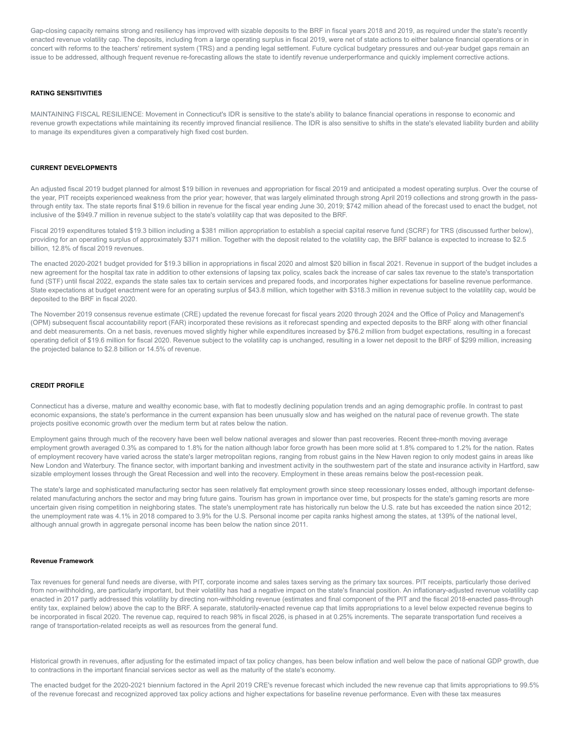Gap-closing capacity remains strong and resiliency has improved with sizable deposits to the BRF in fiscal years 2018 and 2019, as required under the state's recently enacted revenue volatility cap. The deposits, including from a large operating surplus in fiscal 2019, were net of state actions to either balance financial operations or in concert with reforms to the teachers' retirement system (TRS) and a pending legal settlement. Future cyclical budgetary pressures and out-year budget gaps remain an issue to be addressed, although frequent revenue re-forecasting allows the state to identify revenue underperformance and quickly implement corrective actions.

#### RATING SENSITIVITIES

MAINTAINING FISCAL RESILIENCE: Movement in Connecticut's IDR is sensitive to the state's ability to balance financial operations in response to economic and revenue growth expectations while maintaining its recently improved financial resilience. The IDR is also sensitive to shifts in the state's elevated liability burden and ability to manage its expenditures given a comparatively high fixed cost burden.

#### CURRENT DEVELOPMENTS

An adjusted fiscal 2019 budget planned for almost $19 billion in revenues and appropriation for fiscal 2019 and anticipated a modest operating surplus. Over the course of the year, PIT receipts experienced weakness from the prior year; however, that was largely eliminated through strong April 2019 collections and strong growth in the pass-through entity tax. The state reports final $19.6 billion in revenue for the fiscal year ending June 30, 2019; $742 million ahead of the forecast used to enact the budget, not inclusive of the $949.7 million in revenue subject to the state's volatility cap that was deposited to the BRF.

Fiscal 2019 expenditures totaled $19.3 billion including a $381 million appropriation to establish a special capital reserve fund (SCRF) for TRS (discussed further below), providing for an operating surplus of approximately $371 million. Together with the deposit related to the volatility cap, the BRF balance is expected to increase to $2.5 billion, 12.8% of fiscal 2019 revenues.

The enacted 2020-2021 budget provided for $19.3 billion in appropriations in fiscal 2020 and almost $20 billion in fiscal 2021. Revenue in support of the budget includes a new agreement for the hospital tax rate in addition to other extensions of lapsing tax policy, scales back the increase of car sales tax revenue to the state's transportation fund (STF) until fiscal 2022, expands the state sales tax to certain services and prepared foods, and incorporates higher expectations for baseline revenue performance. State expectations at budget enactment were for an operating surplus of $43.8 million, which together with $318.3 million in revenue subject to the volatility cap, would be deposited to the BRF in fiscal 2020.

The November 2019 consensus revenue estimate (CRE) updated the revenue forecast for fiscal years 2020 through 2024 and the Office of Policy and Management's (OPM) subsequent fiscal accountability report (FAR) incorporated these revisions as it reforecast spending and expected deposits to the BRF along with other financial and debt measurements. On a net basis, revenues moved slightly higher while expenditures increased by $76.2 million from budget expectations, resulting in a forecast operating deficit of $19.6 million for fiscal 2020. Revenue subject to the volatility cap is unchanged, resulting in a lower net deposit to the BRF of $299 million, increasing the projected balance to $2.8 billion or 14.5% of revenue.

#### CREDIT PROFILE

Connecticut has a diverse, mature and wealthy economic base, with flat to modestly declining population trends and an aging demographic profile. In contrast to past economic expansions, the state's performance in the current expansion has been unusually slow and has weighed on the natural pace of revenue growth. The state projects positive economic growth over the medium term but at rates below the nation.

Employment gains through much of the recovery have been well below national averages and slower than past recoveries. Recent three-month moving average employment growth averaged 0.3% as compared to 1.8% for the nation although labor force growth has been more solid at 1.8% compared to 1.2% for the nation. Rates of employment recovery have varied across the state's larger metropolitan regions, ranging from robust gains in the New Haven region to only modest gains in areas like New London and Waterbury. The finance sector, with important banking and investment activity in the southwestern part of the state and insurance activity in Hartford, saw sizable employment losses through the Great Recession and well into the recovery. Employment in these areas remains below the post-recession peak.

The state's large and sophisticated manufacturing sector has seen relatively flat employment growth since steep recessionary losses ended, although important defense-related manufacturing anchors the sector and may bring future gains. Tourism has grown in importance over time, but prospects for the state's gaming resorts are more uncertain given rising competition in neighboring states. The state's unemployment rate has historically run below the U.S. rate but has exceeded the nation since 2012; the unemployment rate was 4.1% in 2018 compared to 3.9% for the U.S. Personal income per capita ranks highest among the states, at 139% of the national level, although annual growth in aggregate personal income has been below the nation since 2011.

#### Revenue Framework

Tax revenues for general fund needs are diverse, with PIT, corporate income and sales taxes serving as the primary tax sources. PIT receipts, particularly those derived from non-withholding, are particularly important, but their volatility has had a negative impact on the state's financial position. An inflationary-adjusted revenue volatility cap enacted in 2017 partly addressed this volatility by directing non-withholding revenue (estimates and final component of the PIT and the fiscal 2018-enacted pass-through entity tax, explained below) above the cap to the BRF. A separate, statutorily-enacted revenue cap that limits appropriations to a level below expected revenue begins to be incorporated in fiscal 2020. The revenue cap, required to reach 98% in fiscal 2026, is phased in at 0.25% increments. The separate transportation fund receives a range of transportation-related receipts as well as resources from the general fund.

Historical growth in revenues, after adjusting for the estimated impact of tax policy changes, has been below inflation and well below the pace of national GDP growth, due to contractions in the important financial services sector as well as the maturity of the state's economy.

The enacted budget for the 2020-2021 biennium factored in the April 2019 CRE's revenue forecast which included the new revenue cap that limits appropriations to 99.5% of the revenue forecast and recognized approved tax policy actions and higher expectations for baseline revenue performance. Even with these tax measures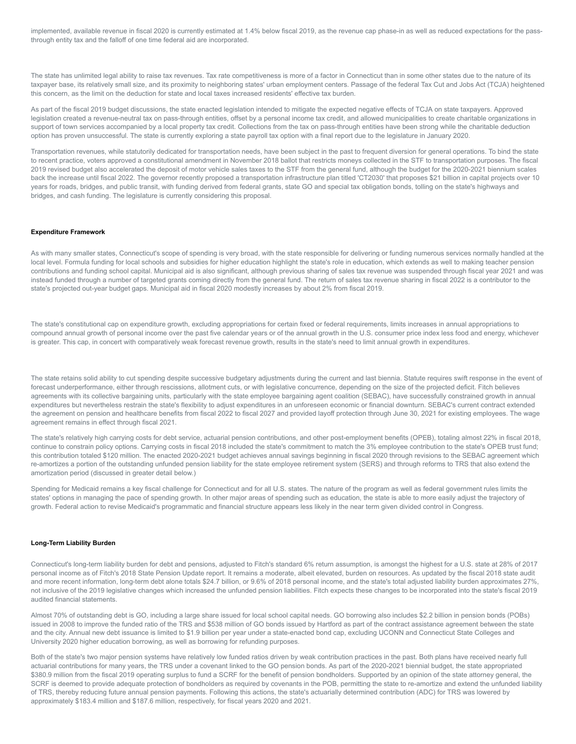implemented, available revenue in fiscal 2020 is currently estimated at 1.4% below fiscal 2019, as the revenue cap phase-in as well as reduced expectations for the pass-through entity tax and the falloff of one time federal aid are incorporated.

The state has unlimited legal ability to raise tax revenues. Tax rate competitiveness is more of a factor in Connecticut than in some other states due to the nature of its taxpayer base, its relatively small size, and its proximity to neighboring states' urban employment centers. Passage of the federal Tax Cut and Jobs Act (TCJA) heightened this concern, as the limit on the deduction for state and local taxes increased residents' effective tax burden.

As part of the fiscal 2019 budget discussions, the state enacted legislation intended to mitigate the expected negative effects of TCJA on state taxpayers. Approved legislation created a revenue-neutral tax on pass-through entities, offset by a personal income tax credit, and allowed municipalities to create charitable organizations in support of town services accompanied by a local property tax credit. Collections from the tax on pass-through entities have been strong while the charitable deduction option has proven unsuccessful. The state is currently exploring a state payroll tax option with a final report due to the legislature in January 2020.

Transportation revenues, while statutorily dedicated for transportation needs, have been subject in the past to frequent diversion for general operations. To bind the state to recent practice, voters approved a constitutional amendment in November 2018 ballot that restricts moneys collected in the STF to transportation purposes. The fiscal 2019 revised budget also accelerated the deposit of motor vehicle sales taxes to the STF from the general fund, although the budget for the 2020-2021 biennium scales back the increase until fiscal 2022. The governor recently proposed a transportation infrastructure plan titled 'CT2030' that proposes $21 billion in capital projects over 10 years for roads, bridges, and public transit, with funding derived from federal grants, state GO and special tax obligation bonds, tolling on the state's highways and bridges, and cash funding. The legislature is currently considering this proposal.

#### Expenditure Framework

As with many smaller states, Connecticut's scope of spending is very broad, with the state responsible for delivering or funding numerous services normally handled at the local level. Formula funding for local schools and subsidies for higher education highlight the state's role in education, which extends as well to making teacher pension contributions and funding school capital. Municipal aid is also significant, although previous sharing of sales tax revenue was suspended through fiscal year 2021 and was instead funded through a number of targeted grants coming directly from the general fund. The return of sales tax revenue sharing in fiscal 2022 is a contributor to the state's projected out-year budget gaps. Municipal aid in fiscal 2020 modestly increases by about 2% from fiscal 2019.

The state's constitutional cap on expenditure growth, excluding appropriations for certain fixed or federal requirements, limits increases in annual appropriations to compound annual growth of personal income over the past five calendar years or of the annual growth in the U.S. consumer price index less food and energy, whichever is greater. This cap, in concert with comparatively weak forecast revenue growth, results in the state's need to limit annual growth in expenditures.

The state retains solid ability to cut spending despite successive budgetary adjustments during the current and last biennia. Statute requires swift response in the event of forecast underperformance, either through rescissions, allotment cuts, or with legislative concurrence, depending on the size of the projected deficit. Fitch believes agreements with its collective bargaining units, particularly with the state employee bargaining agent coalition (SEBAC), have successfully constrained growth in annual expenditures but nevertheless restrain the state's flexibility to adjust expenditures in an unforeseen economic or financial downturn. SEBAC's current contract extended the agreement on pension and healthcare benefits from fiscal 2022 to fiscal 2027 and provided layoff protection through June 30, 2021 for existing employees. The wage agreement remains in effect through fiscal 2021.

The state's relatively high carrying costs for debt service, actuarial pension contributions, and other post-employment benefits (OPEB), totaling almost 22% in fiscal 2018, continue to constrain policy options. Carrying costs in fiscal 2018 included the state's commitment to match the 3% employee contribution to the state's OPEB trust fund; this contribution totaled $120 million. The enacted 2020-2021 budget achieves annual savings beginning in fiscal 2020 through revisions to the SEBAC agreement which re-amortizes a portion of the outstanding unfunded pension liability for the state employee retirement system (SERS) and through reforms to TRS that also extend the amortization period (discussed in greater detail below.)

Spending for Medicaid remains a key fiscal challenge for Connecticut and for all U.S. states. The nature of the program as well as federal government rules limits the states' options in managing the pace of spending growth. In other major areas of spending such as education, the state is able to more easily adjust the trajectory of growth. Federal action to revise Medicaid's programmatic and financial structure appears less likely in the near term given divided control in Congress.

#### Long-Term Liability Burden

Connecticut's long-term liability burden for debt and pensions, adjusted to Fitch's standard 6% return assumption, is amongst the highest for a U.S. state at 28% of 2017 personal income as of Fitch's 2018 State Pension Update report. It remains a moderate, albeit elevated, burden on resources. As updated by the fiscal 2018 state audit and more recent information, long-term debt alone totals $24.7 billion, or 9.6% of 2018 personal income, and the state's total adjusted liability burden approximates 27%, not inclusive of the 2019 legislative changes which increased the unfunded pension liabilities. Fitch expects these changes to be incorporated into the state's fiscal 2019 audited financial statements.

Almost 70% of outstanding debt is GO, including a large share issued for local school capital needs. GO borrowing also includes $2.2 billion in pension bonds (POBs) issued in 2008 to improve the funded ratio of the TRS and $538 million of GO bonds issued by Hartford as part of the contract assistance agreement between the state and the city. Annual new debt issuance is limited to $1.9 billion per year under a state-enacted bond cap, excluding UCONN and Connecticut State Colleges and University 2020 higher education borrowing, as well as borrowing for refunding purposes.

Both of the state's two major pension systems have relatively low funded ratios driven by weak contribution practices in the past. Both plans have received nearly full actuarial contributions for many years, the TRS under a covenant linked to the GO pension bonds. As part of the 2020-2021 biennial budget, the state appropriated $380.9 million from the fiscal 2019 operating surplus to fund a SCRF for the benefit of pension bondholders. Supported by an opinion of the state attorney general, the SCRF is deemed to provide adequate protection of bondholders as required by covenants in the POB, permitting the state to re-amortize and extend the unfunded liability of TRS, thereby reducing future annual pension payments. Following this actions, the state's actuarially determined contribution (ADC) for TRS was lowered by approximately $183.4 million and $187.6 million, respectively, for fiscal years 2020 and 2021.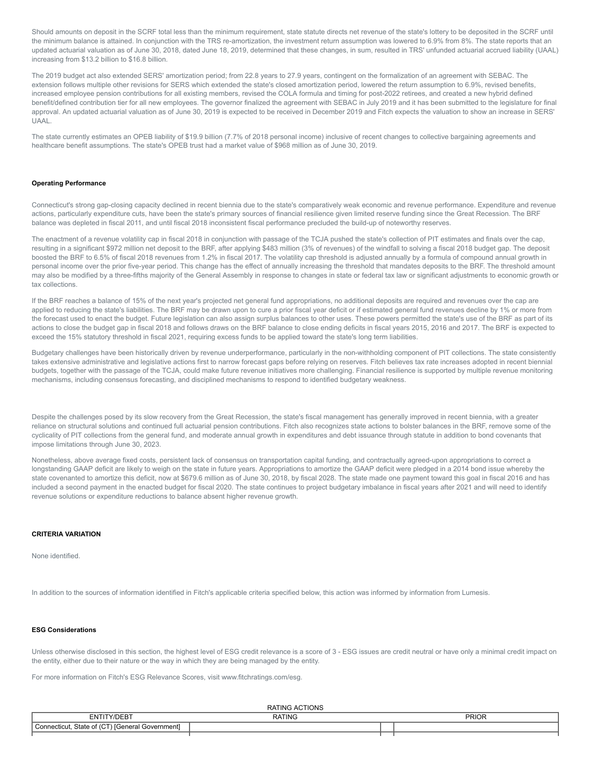Should amounts on deposit in the SCRF total less than the minimum requirement, state statute directs net revenue of the state's lottery to be deposited in the SCRF until the minimum balance is attained. In conjunction with the TRS re-amortization, the investment return assumption was lowered to 6.9% from 8%. The state reports that an updated actuarial valuation as of June 30, 2018, dated June 18, 2019, determined that these changes, in sum, resulted in TRS' unfunded actuarial accrued liability (UAAL) increasing from $13.2 billion to $16.8 billion.

The 2019 budget act also extended SERS' amortization period; from 22.8 years to 27.9 years, contingent on the formalization of an agreement with SEBAC. The extension follows multiple other revisions for SERS which extended the state's closed amortization period, lowered the return assumption to 6.9%, revised benefits, increased employee pension contributions for all existing members, revised the COLA formula and timing for post-2022 retirees, and created a new hybrid defined benefit/defined contribution tier for all new employees. The governor finalized the agreement with SEBAC in July 2019 and it has been submitted to the legislature for final approval. An updated actuarial valuation as of June 30, 2019 is expected to be received in December 2019 and Fitch expects the valuation to show an increase in SERS' UAAL.

The state currently estimates an OPEB liability of $19.9 billion (7.7% of 2018 personal income) inclusive of recent changes to collective bargaining agreements and healthcare benefit assumptions. The state's OPEB trust had a market value of $968 million as of June 30, 2019.

**Operating Performance**

Connecticut's strong gap-closing capacity declined in recent biennia due to the state's comparatively weak economic and revenue performance. Expenditure and revenue actions, particularly expenditure cuts, have been the state's primary sources of financial resilience given limited reserve funding since the Great Recession. The BRF balance was depleted in fiscal 2011, and until fiscal 2018 inconsistent fiscal performance precluded the build-up of noteworthy reserves.

The enactment of a revenue volatility cap in fiscal 2018 in conjunction with passage of the TCJA pushed the state's collection of PIT estimates and finals over the cap, resulting in a significant $972 million net deposit to the BRF, after applying $483 million (3% of revenues) of the windfall to solving a fiscal 2018 budget gap. The deposit boosted the BRF to 6.5% of fiscal 2018 revenues from 1.2% in fiscal 2017. The volatility cap threshold is adjusted annually by a formula of compound annual growth in personal income over the prior five-year period. This change has the effect of annually increasing the threshold that mandates deposits to the BRF. The threshold amount may also be modified by a three-fifths majority of the General Assembly in response to changes in state or federal tax law or significant adjustments to economic growth or tax collections.

If the BRF reaches a balance of 15% of the next year's projected net general fund appropriations, no additional deposits are required and revenues over the cap are applied to reducing the state's liabilities. The BRF may be drawn upon to cure a prior fiscal year deficit or if estimated general fund revenues decline by 1% or more from the forecast used to enact the budget. Future legislation can also assign surplus balances to other uses. These powers permitted the state's use of the BRF as part of its actions to close the budget gap in fiscal 2018 and follows draws on the BRF balance to close ending deficits in fiscal years 2015, 2016 and 2017. The BRF is expected to exceed the 15% statutory threshold in fiscal 2021, requiring excess funds to be applied toward the state's long term liabilities.

Budgetary challenges have been historically driven by revenue underperformance, particularly in the non-withholding component of PIT collections. The state consistently takes extensive administrative and legislative actions first to narrow forecast gaps before relying on reserves. Fitch believes tax rate increases adopted in recent biennial budgets, together with the passage of the TCJA, could make future revenue initiatives more challenging. Financial resilience is supported by multiple revenue monitoring mechanisms, including consensus forecasting, and disciplined mechanisms to respond to identified budgetary weakness.

Despite the challenges posed by its slow recovery from the Great Recession, the state's fiscal management has generally improved in recent biennia, with a greater reliance on structural solutions and continued full actuarial pension contributions. Fitch also recognizes state actions to bolster balances in the BRF, remove some of the cyclicality of PIT collections from the general fund, and moderate annual growth in expenditures and debt issuance through statute in addition to bond covenants that impose limitations through June 30, 2023.

Nonetheless, above average fixed costs, persistent lack of consensus on transportation capital funding, and contractually agreed-upon appropriations to correct a longstanding GAAP deficit are likely to weigh on the state in future years. Appropriations to amortize the GAAP deficit were pledged in a 2014 bond issue whereby the state covenanted to amortize this deficit, now at $679.6 million as of June 30, 2018, by fiscal 2028. The state made one payment toward this goal in fiscal 2016 and has included a second payment in the enacted budget for fiscal 2020. The state continues to project budgetary imbalance in fiscal years after 2021 and will need to identify revenue solutions or expenditure reductions to balance absent higher revenue growth.

**CRITERIA VARIATION**

None identified.

In addition to the sources of information identified in Fitch's applicable criteria specified below, this action was informed by information from Lumesis.

**ESG Considerations**

Unless otherwise disclosed in this section, the highest level of ESG credit relevance is a score of 3 - ESG issues are credit neutral or have only a minimal credit impact on the entity, either due to their nature or the way in which they are being managed by the entity.

For more information on Fitch's ESG Relevance Scores, visit www.fitchratings.com/esg.

RATING ACTIONS

| ENTITY/DEBT | RATING | | PRIOR |
|---|---|---|---|
| Connecticut, State of (CT) [General Government] | | | |
| | | | |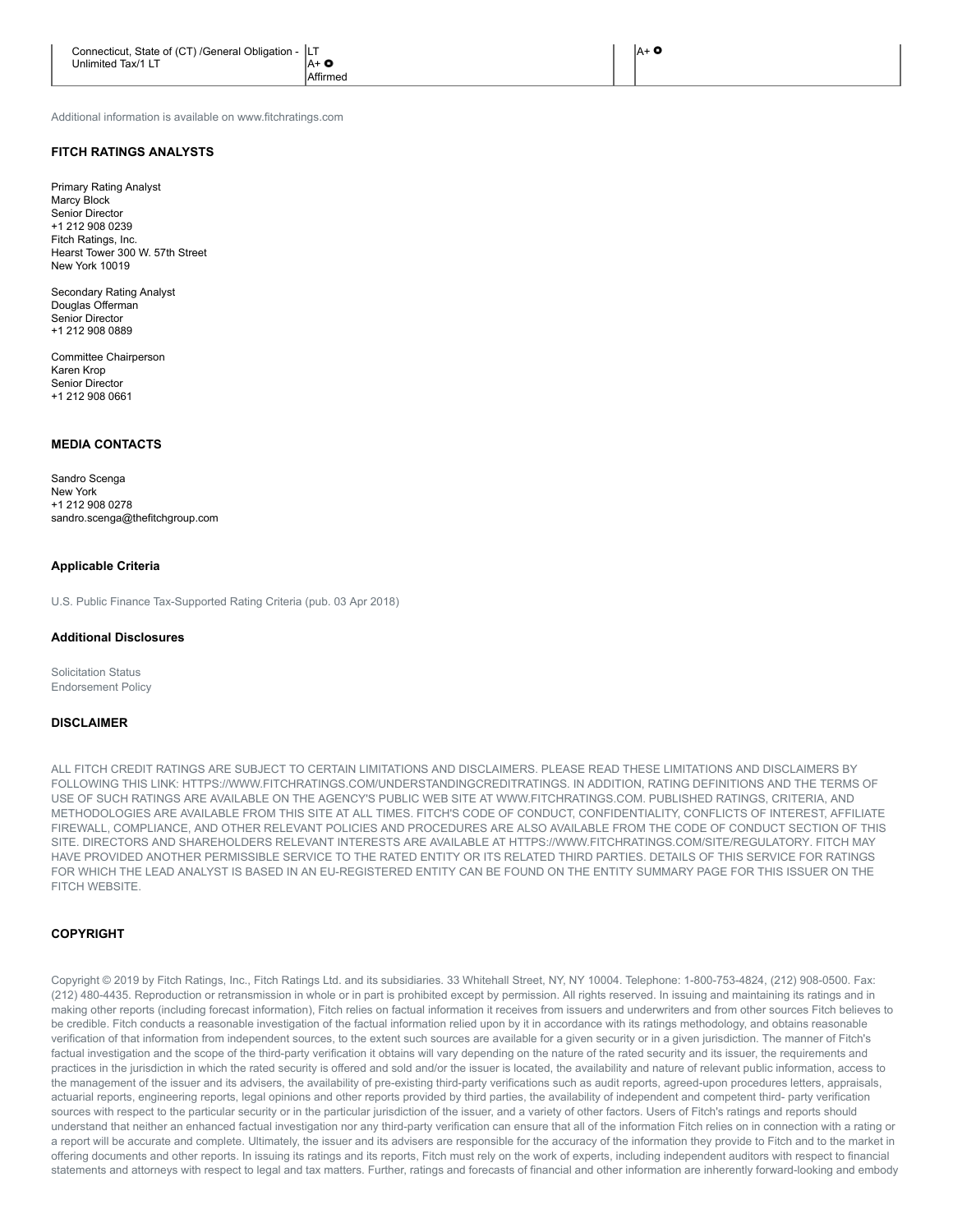| | | | |
|---|---|---|---|
| Connecticut, State of (CT) /General Obligation - Unlimited Tax/1 LT | LT A+ ○ Affirmed | | A+ ○ |

Additional information is available on www.fitchratings.com

### FITCH RATINGS ANALYSTS

Primary Rating Analyst
Marcy Block
Senior Director
+1 212 908 0239
Fitch Ratings, Inc.
Hearst Tower 300 W. 57th Street
New York 10019

Secondary Rating Analyst
Douglas Offerman
Senior Director
+1 212 908 0889

Committee Chairperson
Karen Krop
Senior Director
+1 212 908 0661

### MEDIA CONTACTS

Sandro Scenga
New York
+1 212 908 0278
sandro.scenga@thefitchgroup.com

### Applicable Criteria

U.S. Public Finance Tax-Supported Rating Criteria (pub. 03 Apr 2018)

### Additional Disclosures

Solicitation Status
Endorsement Policy

### DISCLAIMER

ALL FITCH CREDIT RATINGS ARE SUBJECT TO CERTAIN LIMITATIONS AND DISCLAIMERS. PLEASE READ THESE LIMITATIONS AND DISCLAIMERS BY FOLLOWING THIS LINK: HTTPS://WWW.FITCHRATINGS.COM/UNDERSTANDINGCREDITRATINGS. IN ADDITION, RATING DEFINITIONS AND THE TERMS OF USE OF SUCH RATINGS ARE AVAILABLE ON THE AGENCY'S PUBLIC WEB SITE AT WWW.FITCHRATINGS.COM. PUBLISHED RATINGS, CRITERIA, AND METHODOLOGIES ARE AVAILABLE FROM THIS SITE AT ALL TIMES. FITCH'S CODE OF CONDUCT, CONFIDENTIALITY, CONFLICTS OF INTEREST, AFFILIATE FIREWALL, COMPLIANCE, AND OTHER RELEVANT POLICIES AND PROCEDURES ARE ALSO AVAILABLE FROM THE CODE OF CONDUCT SECTION OF THIS SITE. DIRECTORS AND SHAREHOLDERS RELEVANT INTERESTS ARE AVAILABLE AT HTTPS://WWW.FITCHRATINGS.COM/SITE/REGULATORY. FITCH MAY HAVE PROVIDED ANOTHER PERMISSIBLE SERVICE TO THE RATED ENTITY OR ITS RELATED THIRD PARTIES. DETAILS OF THIS SERVICE FOR RATINGS FOR WHICH THE LEAD ANALYST IS BASED IN AN EU-REGISTERED ENTITY CAN BE FOUND ON THE ENTITY SUMMARY PAGE FOR THIS ISSUER ON THE FITCH WEBSITE.

### COPYRIGHT

Copyright © 2019 by Fitch Ratings, Inc., Fitch Ratings Ltd. and its subsidiaries. 33 Whitehall Street, NY, NY 10004. Telephone: 1-800-753-4824, (212) 908-0500. Fax: (212) 480-4435. Reproduction or retransmission in whole or in part is prohibited except by permission. All rights reserved. In issuing and maintaining its ratings and in making other reports (including forecast information), Fitch relies on factual information it receives from issuers and underwriters and from other sources Fitch believes to be credible. Fitch conducts a reasonable investigation of the factual information relied upon by it in accordance with its ratings methodology, and obtains reasonable verification of that information from independent sources, to the extent such sources are available for a given security or in a given jurisdiction. The manner of Fitch's factual investigation and the scope of the third-party verification it obtains will vary depending on the nature of the rated security and its issuer, the requirements and practices in the jurisdiction in which the rated security is offered and sold and/or the issuer is located, the availability and nature of relevant public information, access to the management of the issuer and its advisers, the availability of pre-existing third-party verifications such as audit reports, agreed-upon procedures letters, appraisals, actuarial reports, engineering reports, legal opinions and other reports provided by third parties, the availability of independent and competent third- party verification sources with respect to the particular security or in the particular jurisdiction of the issuer, and a variety of other factors. Users of Fitch's ratings and reports should understand that neither an enhanced factual investigation nor any third-party verification can ensure that all of the information Fitch relies on in connection with a rating or a report will be accurate and complete. Ultimately, the issuer and its advisers are responsible for the accuracy of the information they provide to Fitch and to the market in offering documents and other reports. In issuing its ratings and its reports, Fitch must rely on the work of experts, including independent auditors with respect to financial statements and attorneys with respect to legal and tax matters. Further, ratings and forecasts of financial and other information are inherently forward-looking and embody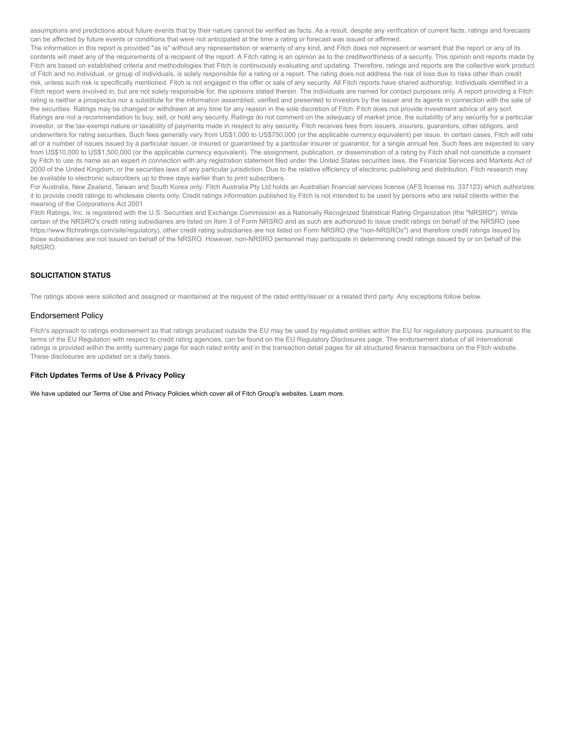assumptions and predictions about future events that by their nature cannot be verified as facts. As a result, despite any verification of current facts, ratings and forecasts can be affected by future events or conditions that were not anticipated at the time a rating or forecast was issued or affirmed.

The information in this report is provided "as is" without any representation or warranty of any kind, and Fitch does not represent or warrant that the report or any of its contents will meet any of the requirements of a recipient of the report. A Fitch rating is an opinion as to the creditworthiness of a security. This opinion and reports made by Fitch are based on established criteria and methodologies that Fitch is continuously evaluating and updating. Therefore, ratings and reports are the collective work product of Fitch and no individual, or group of individuals, is solely responsible for a rating or a report. The rating does not address the risk of loss due to risks other than credit risk, unless such risk is specifically mentioned. Fitch is not engaged in the offer or sale of any security. All Fitch reports have shared authorship. Individuals identified in a Fitch report were involved in, but are not solely responsible for, the opinions stated therein. The individuals are named for contact purposes only. A report providing a Fitch rating is neither a prospectus nor a substitute for the information assembled, verified and presented to investors by the issuer and its agents in connection with the sale of the securities. Ratings may be changed or withdrawn at any time for any reason in the sole discretion of Fitch. Fitch does not provide investment advice of any sort. Ratings are not a recommendation to buy, sell, or hold any security. Ratings do not comment on the adequacy of market price, the suitability of any security for a particular investor, or the tax-exempt nature or taxability of payments made in respect to any security. Fitch receives fees from issuers, insurers, guarantors, other obligors, and underwriters for rating securities. Such fees generally vary from US$1,000 to US$750,000 (or the applicable currency equivalent) per issue. In certain cases, Fitch will rate all or a number of issues issued by a particular issuer, or insured or guaranteed by a particular insurer or guarantor, for a single annual fee. Such fees are expected to vary from US$10,000 to US$1,500,000 (or the applicable currency equivalent). The assignment, publication, or dissemination of a rating by Fitch shall not constitute a consent by Fitch to use its name as an expert in connection with any registration statement filed under the United States securities laws, the Financial Services and Markets Act of 2000 of the United Kingdom, or the securities laws of any particular jurisdiction. Due to the relative efficiency of electronic publishing and distribution, Fitch research may be available to electronic subscribers up to three days earlier than to print subscribers.

For Australia, New Zealand, Taiwan and South Korea only: Fitch Australia Pty Ltd holds an Australian financial services license (AFS license no. 337123) which authorizes it to provide credit ratings to wholesale clients only. Credit ratings information published by Fitch is not intended to be used by persons who are retail clients within the meaning of the Corporations Act 2001

Fitch Ratings, Inc. is registered with the U.S. Securities and Exchange Commission as a Nationally Recognized Statistical Rating Organization (the "NRSRO"). While certain of the NRSRO's credit rating subsidiaries are listed on Item 3 of Form NRSRO and as such are authorized to issue credit ratings on behalf of the NRSRO (see https://www.fitchratings.com/site/regulatory), other credit rating subsidiaries are not listed on Form NRSRO (the "non-NRSROs") and therefore credit ratings issued by those subsidiaries are not issued on behalf of the NRSRO. However, non-NRSRO personnel may participate in determining credit ratings issued by or on behalf of the NRSRO.

**SOLICITATION STATUS**

The ratings above were solicited and assigned or maintained at the request of the rated entity/issuer or a related third party. Any exceptions follow below.

## Endorsement Policy

Fitch's approach to ratings endorsement so that ratings produced outside the EU may be used by regulated entities within the EU for regulatory purposes, pursuant to the terms of the EU Regulation with respect to credit rating agencies, can be found on the EU Regulatory Disclosures page. The endorsement status of all International ratings is provided within the entity summary page for each rated entity and in the transaction detail pages for all structured finance transactions on the Fitch website. These disclosures are updated on a daily basis.

**Fitch Updates Terms of Use & Privacy Policy**

We have updated our Terms of Use and Privacy Policies which cover all of Fitch Group's websites. Learn more.